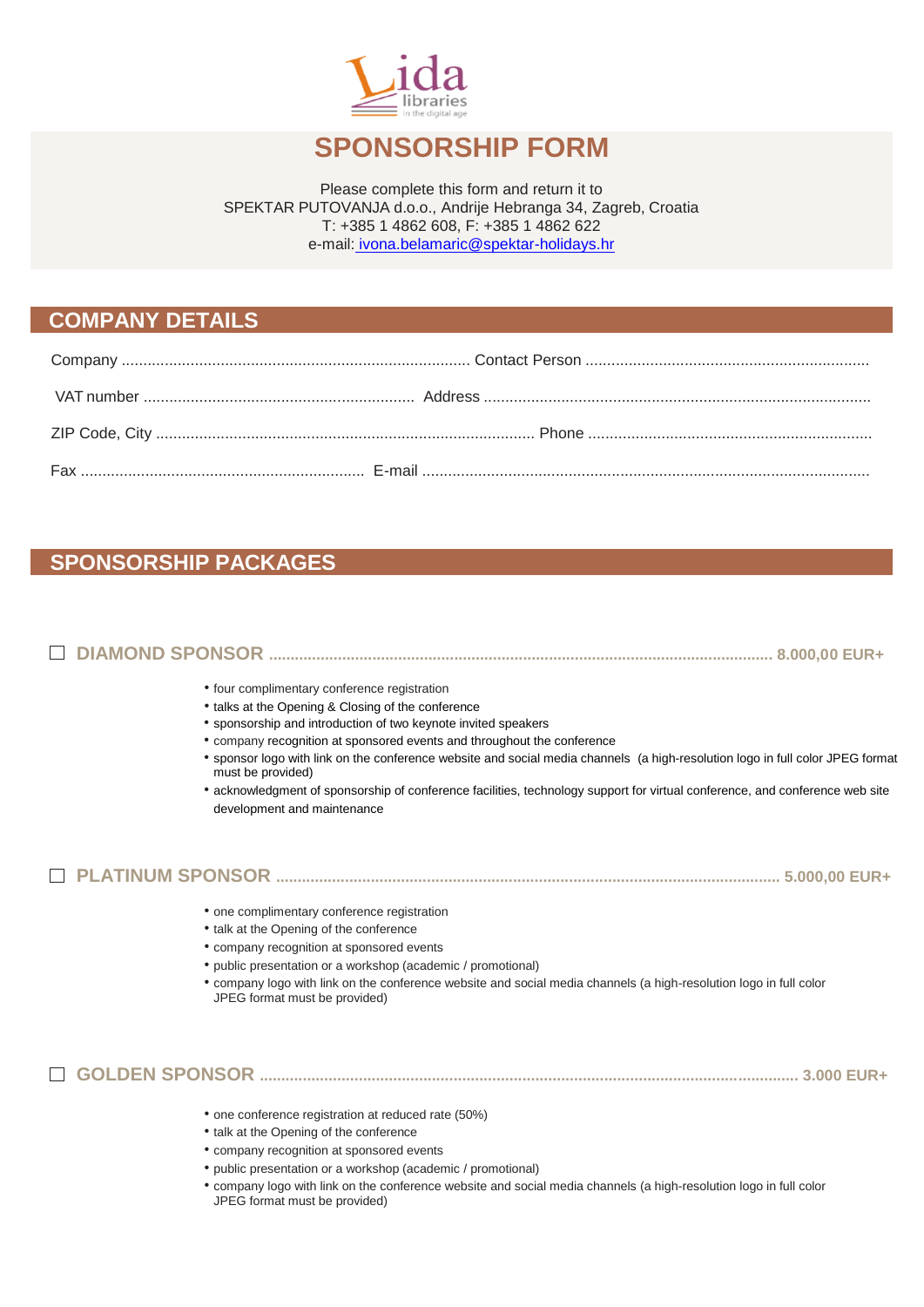# SPONSORSHIP FORM

Please complete this form and return it to
SPEKTAR PUTOVANJA d.o.o., Andrije Hebranga 34, Zagreb, Croatia
T: +385 1 4862 608, F: +385 1 4862 622
e-mail: ivona.belamaric@spektar-holidays.hr

## COMPANY DETAILS

Company ................................................................................. Contact Person ..................................................................

VAT number ............................................................... Address ..........................................................................................

ZIP Code, City ........................................................................................ Phone ..................................................................

Fax .................................................................. E-mail ........................................................................................................

## SPONSORSHIP PACKAGES

☐ **DIAMOND SPONSOR** .................................................................................................................. **8.000,00 EUR+**

- four complimentary conference registration
- talks at the Opening & Closing of the conference
- sponsorship and introduction of two keynote invited speakers
- company recognition at sponsored events and throughout the conference
- sponsor logo with link on the conference website and social media channels (a high-resolution logo in full color JPEG format must be provided)
- acknowledgment of sponsorship of conference facilities, technology support for virtual conference, and conference web site development and maintenance

☐ **PLATINUM SPONSOR** .................................................................................................................. **5.000,00 EUR+**

- one complimentary conference registration
- talk at the Opening of the conference
- company recognition at sponsored events
- public presentation or a workshop (academic / promotional)
- company logo with link on the conference website and social media channels (a high-resolution logo in full color JPEG format must be provided)

☐ **GOLDEN SPONSOR** .......................................................................................................................... **3.000 EUR+**

- one conference registration at reduced rate (50%)
- talk at the Opening of the conference
- company recognition at sponsored events
- public presentation or a workshop (academic / promotional)
- company logo with link on the conference website and social media channels (a high-resolution logo in full color JPEG format must be provided)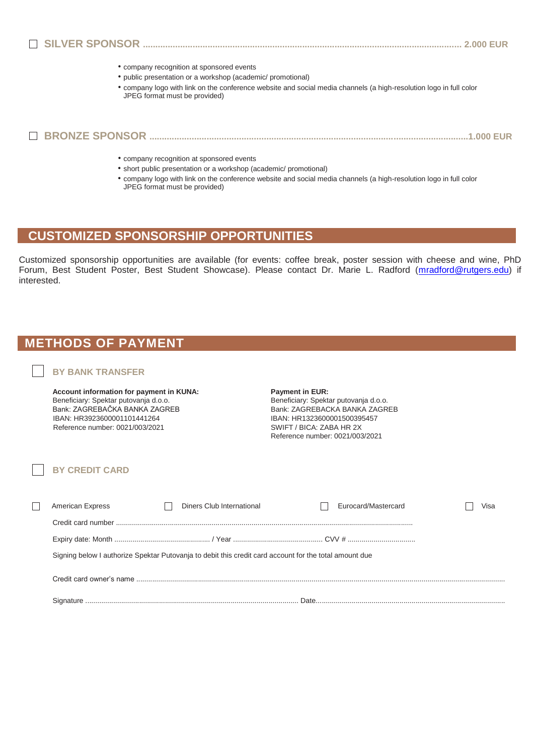☐ **SILVER SPONSOR .................................................................................................................................. 2.000 EUR**

- company recognition at sponsored events
- public presentation or a workshop (academic/ promotional)
- company logo with link on the conference website and social media channels (a high-resolution logo in full color JPEG format must be provided)

☐ **BRONZE SPONSOR ...............................................................................................................................1.000 EUR**

- company recognition at sponsored events
- short public presentation or a workshop (academic/ promotional)
- company logo with link on the conference website and social media channels (a high-resolution logo in full color JPEG format must be provided)

## CUSTOMIZED SPONSORSHIP OPPORTUNITIES

Customized sponsorship opportunities are available (for events: coffee break, poster session with cheese and wine, PhD Forum, Best Student Poster, Best Student Showcase). Please contact Dr. Marie L. Radford (mradford@rutgers.edu) if interested.

## METHODS OF PAYMENT

☐ **BY BANK TRANSFER**

**Account information for payment in KUNA:**
Beneficiary: Spektar putovanja d.o.o.
Bank: ZAGREBAČKA BANKA ZAGREB
IBAN: HR3923600001101441264
Reference number: 0021/003/2021

**Payment in EUR:**
Beneficiary: Spektar putovanja d.o.o.
Bank: ZAGREBACKA BANKA ZAGREB
IBAN: HR1323600001500395457
SWIFT / BICA: ZABA HR 2X
Reference number: 0021/003/2021

☐ **BY CREDIT CARD**

☐ American Express ☐ Diners Club International ☐ Eurocard/Mastercard ☐ Visa

Credit card number ....................................................................................................................................

Expiry date: Month ................................................ / Year ............................................ CVV # ..................................

Signing below I authorize Spektar Putovanja to debit this credit card account for the total amount due

Credit card owner's name ...........................................................................................................................................................

Signature ........................................................................................... Date...............................................................................